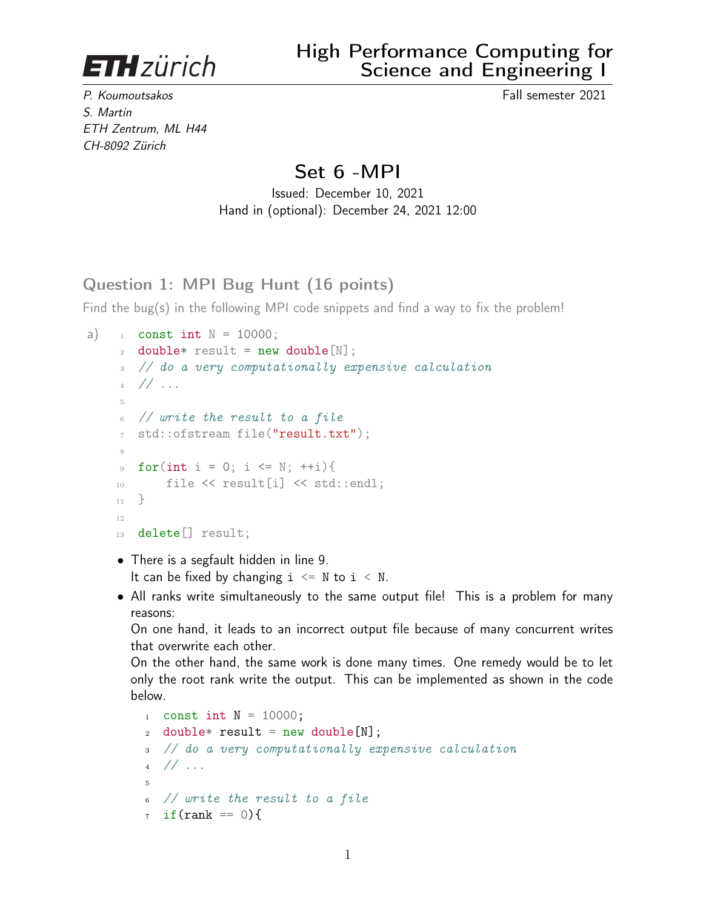**ETH zürich**

# High Performance Computing for Science and Engineering I

*P. Koumoutsakos*
*S. Martin*
*ETH Zentrum, ML H44*
*CH-8092 Zürich*

Fall semester 2021

## Set 6 -MPI

Issued: December 10, 2021
Hand in (optional): December 24, 2021 12:00

### Question 1: MPI Bug Hunt (16 points)

Find the bug(s) in the following MPI code snippets and find a way to fix the problem!

a)

```
const int N = 10000;
double* result = new double[N];
// do a very computationally expensive calculation
// ...

// write the result to a file
std::ofstream file("result.txt");

for(int i = 0; i <= N; ++i){
    file << result[i] << std::endl;
}

delete[] result;
```

- There is a segfault hidden in line 9.
  It can be fixed by changing `i <= N` to `i < N`.
- All ranks write simultaneously to the same output file! This is a problem for many reasons:
  On one hand, it leads to an incorrect output file because of many concurrent writes that overwrite each other.
  On the other hand, the same work is done many times. One remedy would be to let only the root rank write the output. This can be implemented as shown in the code below.

```
const int N = 10000;
double* result = new double[N];
// do a very computationally expensive calculation
// ...

// write the result to a file
if(rank == 0){
```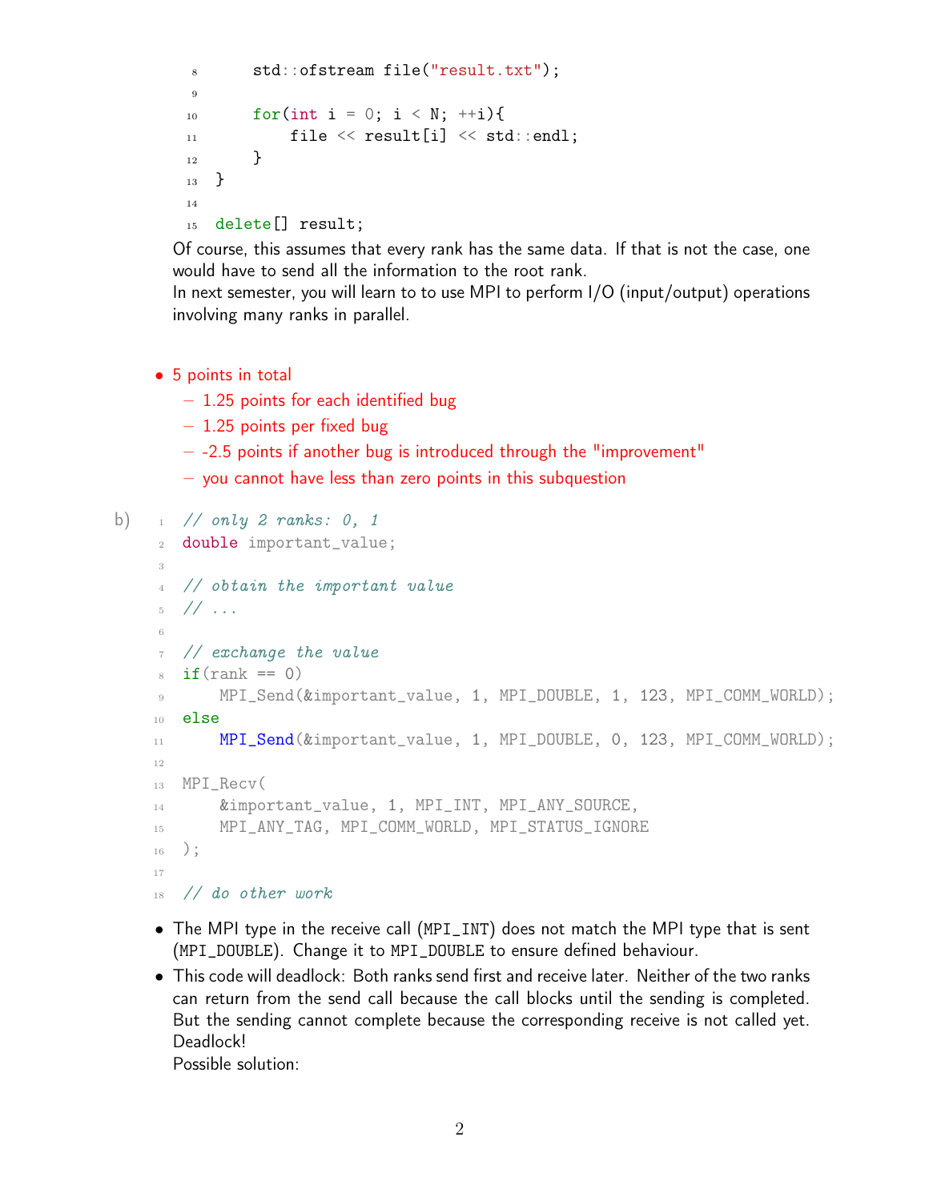```cpp
    std::ofstream file("result.txt");

    for(int i = 0; i < N; ++i){
        file << result[i] << std::endl;
    }
}

delete[] result;
```

Of course, this assumes that every rank has the same data. If that is not the case, one would have to send all the information to the root rank.
In next semester, you will learn to to use MPI to perform I/O (input/output) operations involving many ranks in parallel.

- 5 points in total
  - 1.25 points for each identified bug
  - 1.25 points per fixed bug
  - -2.5 points if another bug is introduced through the "improvement"
  - you cannot have less than zero points in this subquestion

b)

```cpp
// only 2 ranks: 0, 1
double important_value;

// obtain the important value
// ...

// exchange the value
if(rank == 0)
    MPI_Send(&important_value, 1, MPI_DOUBLE, 1, 123, MPI_COMM_WORLD);
else
    MPI_Send(&important_value, 1, MPI_DOUBLE, 0, 123, MPI_COMM_WORLD);

MPI_Recv(
    &important_value, 1, MPI_INT, MPI_ANY_SOURCE,
    MPI_ANY_TAG, MPI_COMM_WORLD, MPI_STATUS_IGNORE
);

// do other work
```

- The MPI type in the receive call (`MPI_INT`) does not match the MPI type that is sent (`MPI_DOUBLE`). Change it to `MPI_DOUBLE` to ensure defined behaviour.
- This code will deadlock: Both ranks send first and receive later. Neither of the two ranks can return from the send call because the call blocks until the sending is completed. But the sending cannot complete because the corresponding receive is not called yet. Deadlock!
  Possible solution: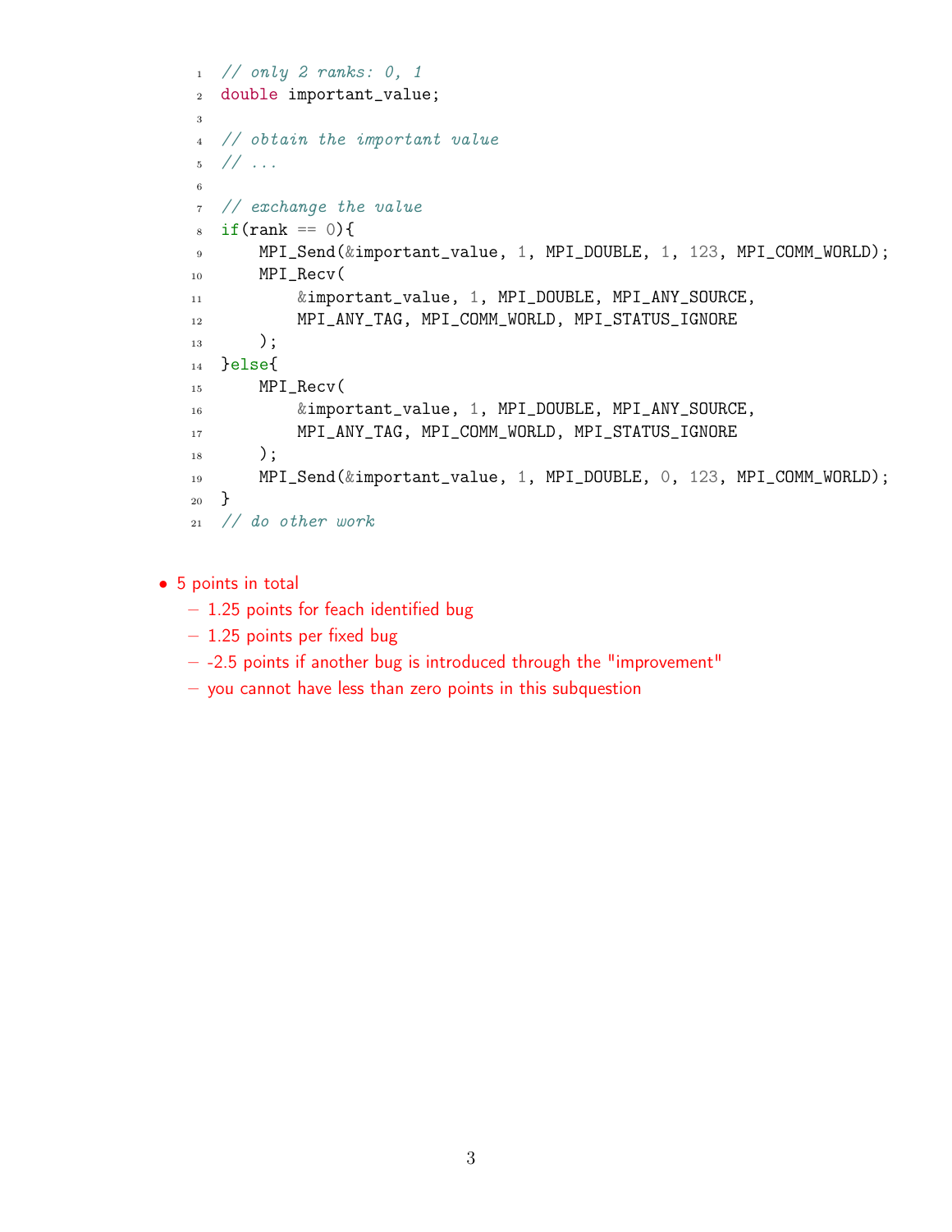```c
// only 2 ranks: 0, 1
double important_value;

// obtain the important value
// ...

// exchange the value
if(rank == 0){
    MPI_Send(&important_value, 1, MPI_DOUBLE, 1, 123, MPI_COMM_WORLD);
    MPI_Recv(
        &important_value, 1, MPI_DOUBLE, MPI_ANY_SOURCE,
        MPI_ANY_TAG, MPI_COMM_WORLD, MPI_STATUS_IGNORE
    );
}else{
    MPI_Recv(
        &important_value, 1, MPI_DOUBLE, MPI_ANY_SOURCE,
        MPI_ANY_TAG, MPI_COMM_WORLD, MPI_STATUS_IGNORE
    );
    MPI_Send(&important_value, 1, MPI_DOUBLE, 0, 123, MPI_COMM_WORLD);
}
// do other work
```

- 5 points in total
  - 1.25 points for feach identified bug
  - 1.25 points per fixed bug
  - -2.5 points if another bug is introduced through the "improvement"
  - you cannot have less than zero points in this subquestion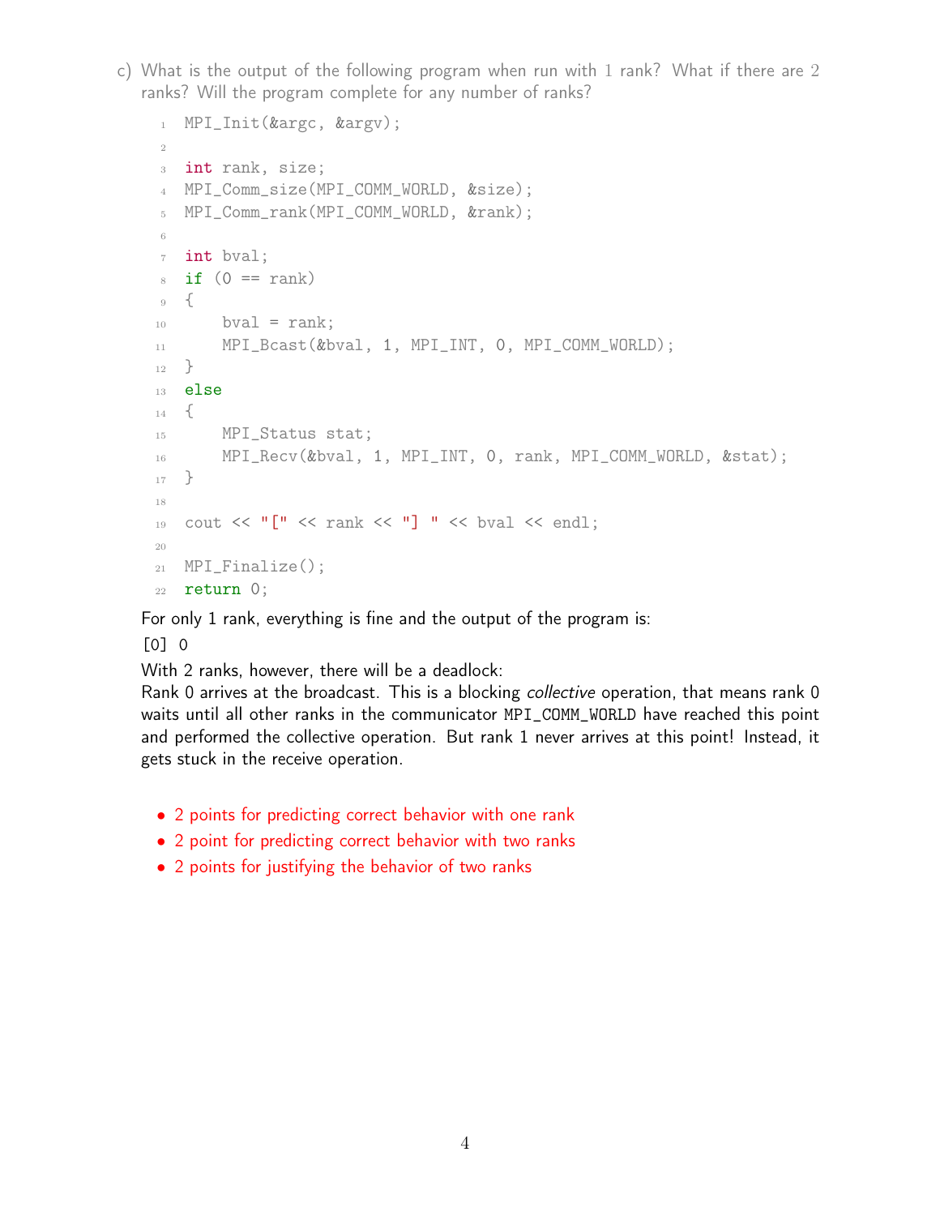c) What is the output of the following program when run with 1 rank? What if there are 2 ranks? Will the program complete for any number of ranks?

```
MPI_Init(&argc, &argv);

int rank, size;
MPI_Comm_size(MPI_COMM_WORLD, &size);
MPI_Comm_rank(MPI_COMM_WORLD, &rank);

int bval;
if (0 == rank)
{
    bval = rank;
    MPI_Bcast(&bval, 1, MPI_INT, 0, MPI_COMM_WORLD);
}
else
{
    MPI_Status stat;
    MPI_Recv(&bval, 1, MPI_INT, 0, rank, MPI_COMM_WORLD, &stat);
}

cout << "[" << rank << "] " << bval << endl;

MPI_Finalize();
return 0;
```

For only 1 rank, everything is fine and the output of the program is:

`[0] 0`

With 2 ranks, however, there will be a deadlock:
Rank 0 arrives at the broadcast. This is a blocking *collective* operation, that means rank 0 waits until all other ranks in the communicator `MPI_COMM_WORLD` have reached this point and performed the collective operation. But rank 1 never arrives at this point! Instead, it gets stuck in the receive operation.

- 2 points for predicting correct behavior with one rank
- 2 point for predicting correct behavior with two ranks
- 2 points for justifying the behavior of two ranks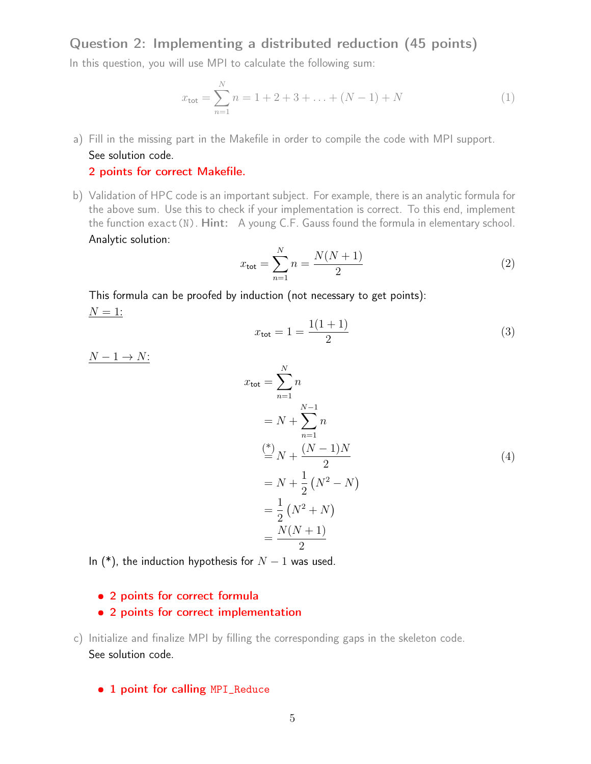## Question 2: Implementing a distributed reduction (45 points)

In this question, you will use MPI to calculate the following sum:

$$x_{\text{tot}} = \sum_{n=1}^{N} n = 1 + 2 + 3 + \ldots + (N-1) + N \tag{1}$$

a) Fill in the missing part in the Makefile in order to compile the code with MPI support.

   See solution code.

   **2 points for correct Makefile.**

b) Validation of HPC code is an important subject. For example, there is an analytic formula for the above sum. Use this to check if your implementation is correct. To this end, implement the function `exact(N)`. **Hint:** A young C.F. Gauss found the formula in elementary school.

   Analytic solution:

$$x_{\text{tot}} = \sum_{n=1}^{N} n = \frac{N(N+1)}{2} \tag{2}$$

   This formula can be proofed by induction (not necessary to get points):

   <u>$N = 1$:</u>

$$x_{\text{tot}} = 1 = \frac{1(1+1)}{2} \tag{3}$$

   <u>$N-1 \rightarrow N$:</u>

$$\begin{aligned} x_{\text{tot}} &= \sum_{n=1}^{N} n \\ &= N + \sum_{n=1}^{N-1} n \\ &\overset{(*)}{=} N + \frac{(N-1)N}{2} \\ &= N + \frac{1}{2}\left(N^2 - N\right) \\ &= \frac{1}{2}\left(N^2 + N\right) \\ &= \frac{N(N+1)}{2} \end{aligned} \tag{4}$$

   In (*), the induction hypothesis for $N-1$ was used.

   - **2 points for correct formula**
   - **2 points for correct implementation**

c) Initialize and finalize MPI by filling the corresponding gaps in the skeleton code.

   See solution code.

   - **1 point for calling `MPI_Reduce`**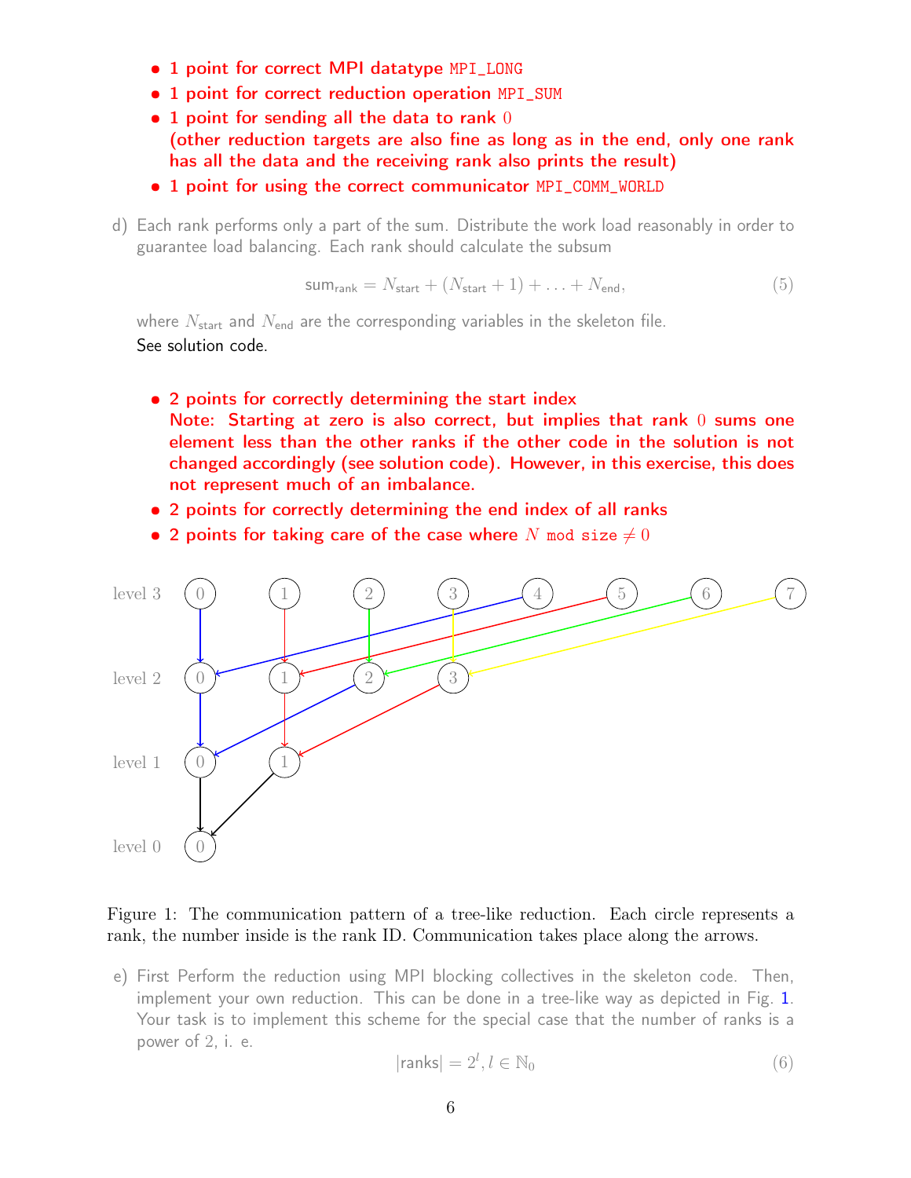- 1 point for correct MPI datatype `MPI_LONG`
- 1 point for correct reduction operation `MPI_SUM`
- 1 point for sending all the data to rank $0$
  (other reduction targets are also fine as long as in the end, only one rank has all the data and the receiving rank also prints the result)
- 1 point for using the correct communicator `MPI_COMM_WORLD`

d) Each rank performs only a part of the sum. Distribute the work load reasonably in order to guarantee load balancing. Each rank should calculate the subsum

$$\text{sum}_{\text{rank}} = N_{\text{start}} + (N_{\text{start}} + 1) + \ldots + N_{\text{end}}, \tag{5}$$

where $N_{\text{start}}$ and $N_{\text{end}}$ are the corresponding variables in the skeleton file.
See solution code.

- 2 points for correctly determining the start index
  Note: Starting at zero is also correct, but implies that rank $0$ sums one element less than the other ranks if the other code in the solution is not changed accordingly (see solution code). However, in this exercise, this does not represent much of an imbalance.
- 2 points for correctly determining the end index of all ranks
- 2 points for taking care of the case where $N$ mod size $\neq 0$

Figure 1: The communication pattern of a tree-like reduction. Each circle represents a rank, the number inside is the rank ID. Communication takes place along the arrows.

e) First Perform the reduction using MPI blocking collectives in the skeleton code. Then, implement your own reduction. This can be done in a tree-like way as depicted in Fig. 1. Your task is to implement this scheme for the special case that the number of ranks is a power of 2, i. e.

$$|\text{ranks}| = 2^l, l \in \mathbb{N}_0 \tag{6}$$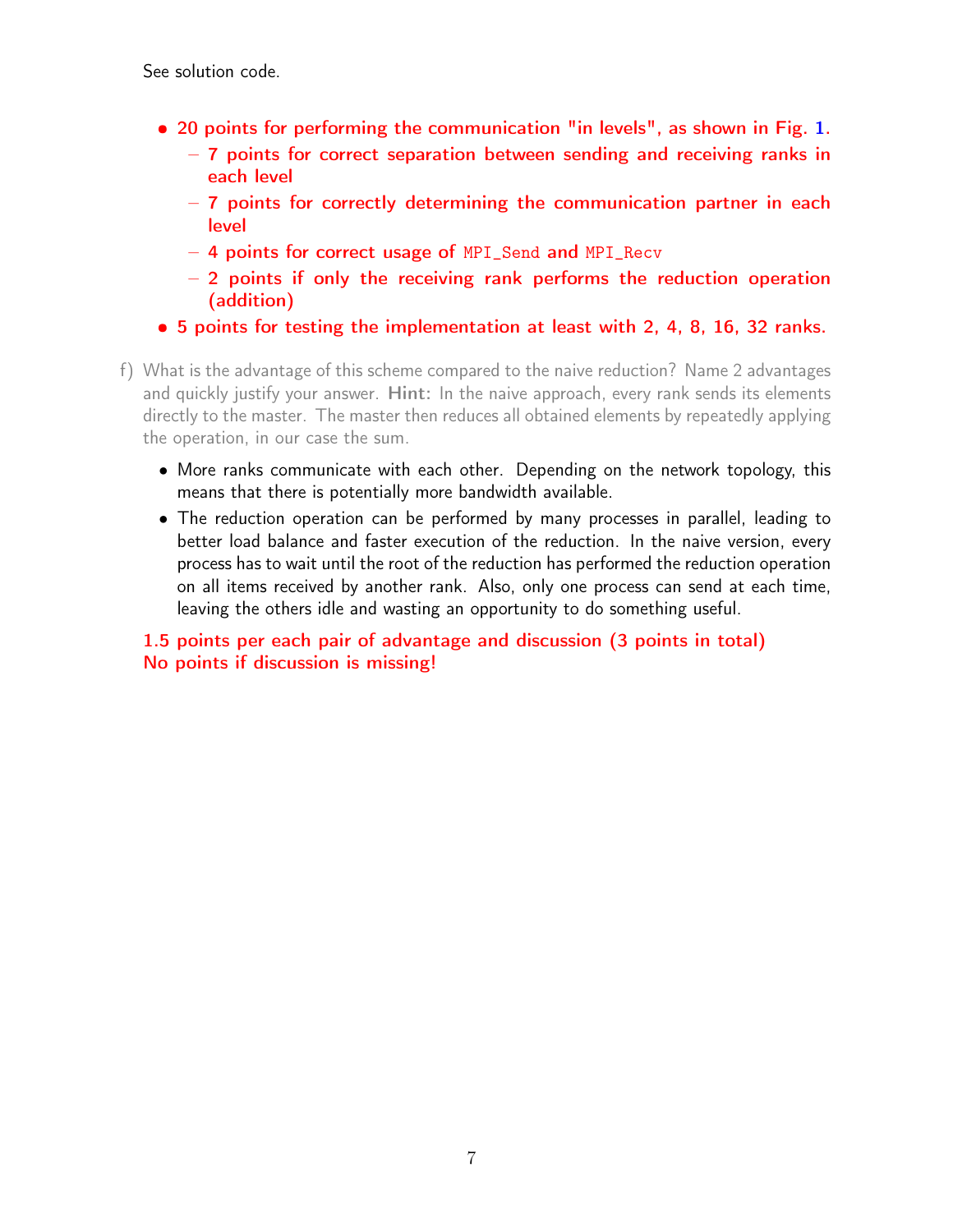See solution code.

- **20 points for performing the communication "in levels", as shown in Fig. 1.**
  - **7 points for correct separation between sending and receiving ranks in each level**
  - **7 points for correctly determining the communication partner in each level**
  - **4 points for correct usage of `MPI_Send` and `MPI_Recv`**
  - **2 points if only the receiving rank performs the reduction operation (addition)**
- **5 points for testing the implementation at least with 2, 4, 8, 16, 32 ranks.**

f) What is the advantage of this scheme compared to the naive reduction? Name 2 advantages and quickly justify your answer. **Hint:** In the naive approach, every rank sends its elements directly to the master. The master then reduces all obtained elements by repeatedly applying the operation, in our case the sum.

- More ranks communicate with each other. Depending on the network topology, this means that there is potentially more bandwidth available.
- The reduction operation can be performed by many processes in parallel, leading to better load balance and faster execution of the reduction. In the naive version, every process has to wait until the root of the reduction has performed the reduction operation on all items received by another rank. Also, only one process can send at each time, leaving the others idle and wasting an opportunity to do something useful.

**1.5 points per each pair of advantage and discussion (3 points in total)**
**No points if discussion is missing!**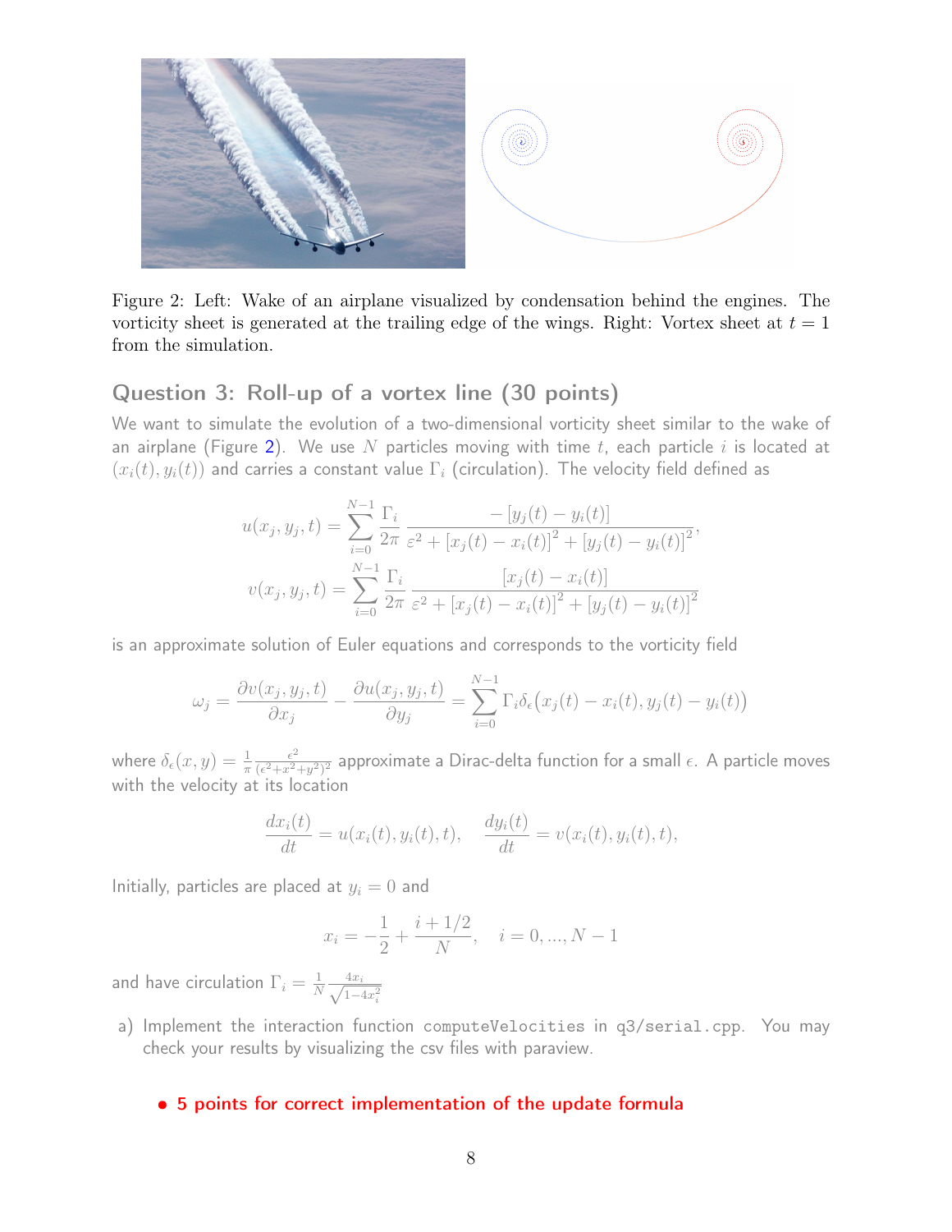Figure 2: Left: Wake of an airplane visualized by condensation behind the engines. The vorticity sheet is generated at the trailing edge of the wings. Right: Vortex sheet at $t = 1$ from the simulation.

## Question 3: Roll-up of a vortex line (30 points)

We want to simulate the evolution of a two-dimensional vorticity sheet similar to the wake of an airplane (Figure 2). We use $N$ particles moving with time $t$, each particle $i$ is located at $(x_i(t), y_i(t))$ and carries a constant value $\Gamma_i$ (circulation). The velocity field defined as

$$u(x_j, y_j, t) = \sum_{i=0}^{N-1} \frac{\Gamma_i}{2\pi} \frac{-[y_j(t) - y_i(t)]}{\varepsilon^2 + [x_j(t) - x_i(t)]^2 + [y_j(t) - y_i(t)]^2},$$

$$v(x_j, y_j, t) = \sum_{i=0}^{N-1} \frac{\Gamma_i}{2\pi} \frac{[x_j(t) - x_i(t)]}{\varepsilon^2 + [x_j(t) - x_i(t)]^2 + [y_j(t) - y_i(t)]^2}$$

is an approximate solution of Euler equations and corresponds to the vorticity field

$$\omega_j = \frac{\partial v(x_j, y_j, t)}{\partial x_j} - \frac{\partial u(x_j, y_j, t)}{\partial y_j} = \sum_{i=0}^{N-1} \Gamma_i \delta_\epsilon\big(x_j(t) - x_i(t), y_j(t) - y_i(t)\big)$$

where $\delta_\epsilon(x, y) = \frac{1}{\pi} \frac{\epsilon^2}{(\epsilon^2 + x^2 + y^2)^2}$ approximate a Dirac-delta function for a small $\epsilon$. A particle moves with the velocity at its location

$$\frac{dx_i(t)}{dt} = u(x_i(t), y_i(t), t), \quad \frac{dy_i(t)}{dt} = v(x_i(t), y_i(t), t),$$

Initially, particles are placed at $y_i = 0$ and

$$x_i = -\frac{1}{2} + \frac{i + 1/2}{N}, \quad i = 0, ..., N-1$$

and have circulation $\Gamma_i = \frac{1}{N} \frac{4x_i}{\sqrt{1 - 4x_i^2}}$

a) Implement the interaction function `computeVelocities` in `q3/serial.cpp`. You may check your results by visualizing the csv files with paraview.

- **5 points for correct implementation of the update formula**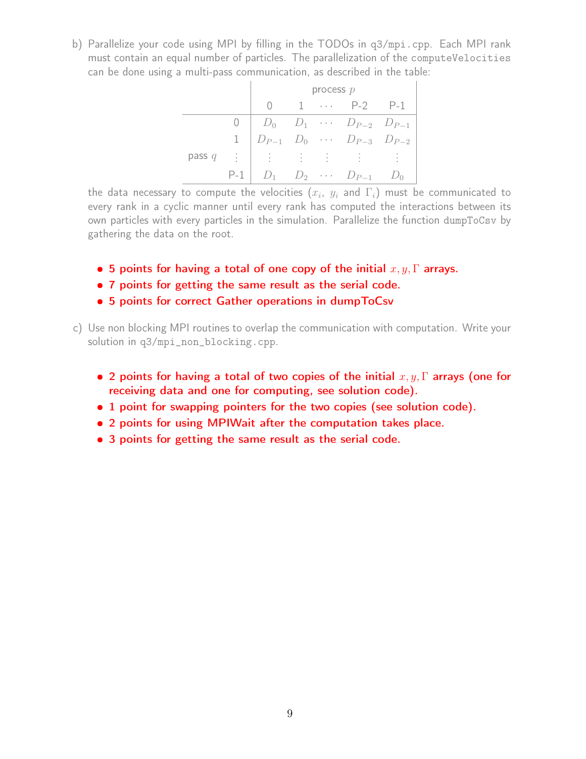b) Parallelize your code using MPI by filling in the TODOs in `q3/mpi.cpp`. Each MPI rank must contain an equal number of particles. The parallelization of the `computeVelocities` can be done using a multi-pass communication, as described in the table:

| | | process $p$ | | | | |
|---|---|---|---|---|---|---|
| | | 0 | 1 | $\cdots$ | P-2 | P-1 |
| | 0 | $D_0$ | $D_1$ | $\cdots$ | $D_{P-2}$ | $D_{P-1}$ |
| | 1 | $D_{P-1}$ | $D_0$ | $\cdots$ | $D_{P-3}$ | $D_{P-2}$ |
| pass $q$ | $\vdots$ | $\vdots$ | $\vdots$ | $\vdots$ | $\vdots$ | $\vdots$ |
| | P-1 | $D_1$ | $D_2$ | $\cdots$ | $D_{P-1}$ | $D_0$ |

the data necessary to compute the velocities ($x_i$, $y_i$ and $\Gamma_i$) must be communicated to every rank in a cyclic manner until every rank has computed the interactions between its own particles with every particles in the simulation. Parallelize the function `dumpToCsv` by gathering the data on the root.

- **5 points for having a total of one copy of the initial $x, y, \Gamma$ arrays.**
- **7 points for getting the same result as the serial code.**
- **5 points for correct Gather operations in dumpToCsv**

c) Use non blocking MPI routines to overlap the communication with computation. Write your solution in `q3/mpi_non_blocking.cpp`.

- **2 points for having a total of two copies of the initial $x, y, \Gamma$ arrays (one for receiving data and one for computing, see solution code).**
- **1 point for swapping pointers for the two copies (see solution code).**
- **2 points for using MPIWait after the computation takes place.**
- **3 points for getting the same result as the serial code.**